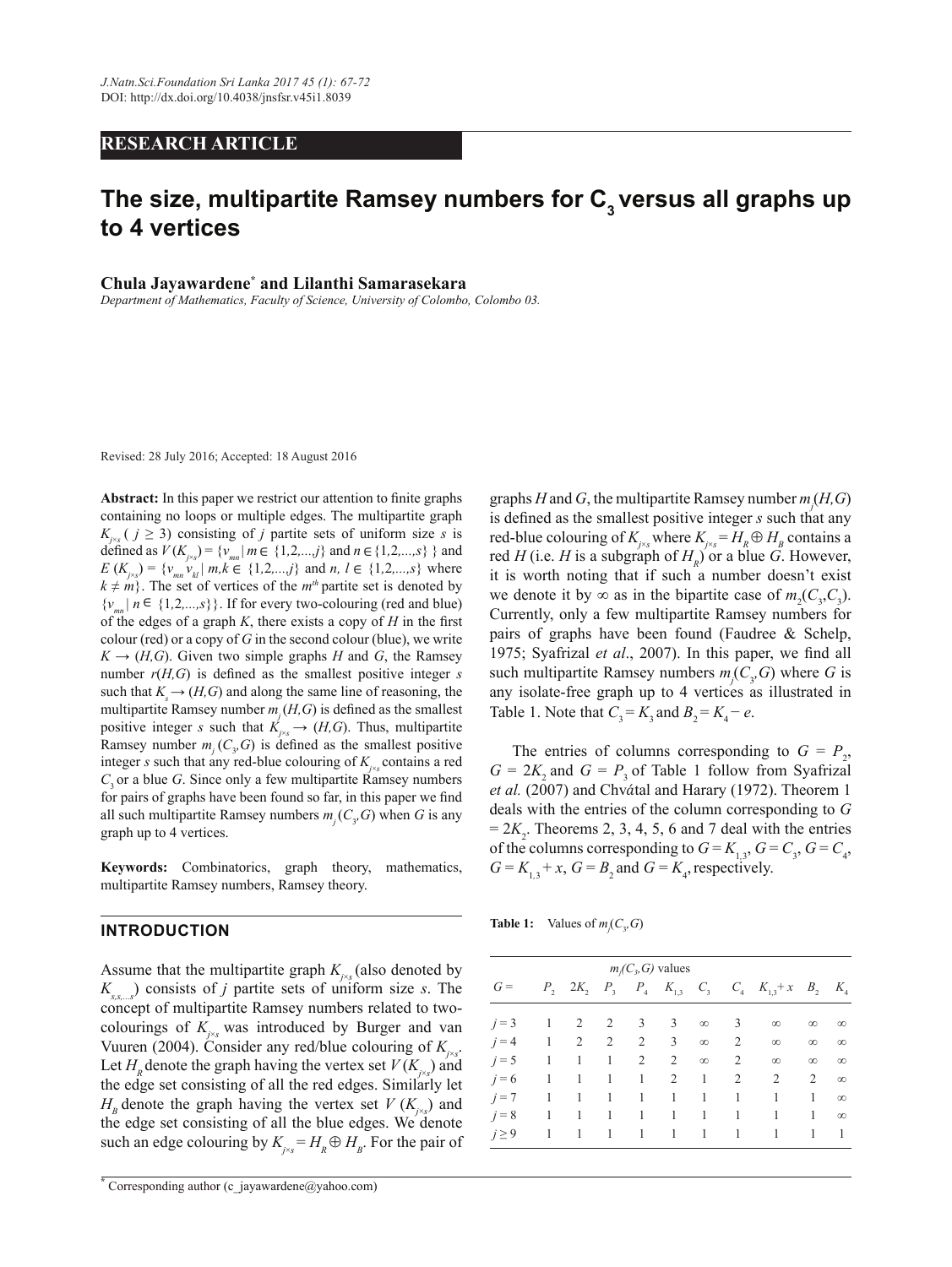RESEARCH ARTICLE

# The size, multipartite Ramsey numbers for $C_3$ versus all graphs up to 4 vertices

**Chula Jayawardene[*] and Lilanthi Samarasekara**

*Department of Mathematics, Faculty of Science, University of Colombo, Colombo 03.*

Revised: 28 July 2016; Accepted: 18 August 2016

**Abstract:** In this paper we restrict our attention to finite graphs containing no loops or multiple edges. The multipartite graph $K_{j\times s}$ ( $j \geq 3$) consisting of $j$ partite sets of uniform size $s$ is defined as $V(K_{j\times s}) = \{v_{mn} \mid m \in \{1,2,...,j\}$ and $n \in \{1,2,...,s\}\}$ and $E(K_{j\times s}) = \{v_{mn} v_{kl} \mid m,k \in \{1,2,...,j\}$ and $n, l \in \{1,2,...,s\}$ where $k \neq m\}$. The set of vertices of the $m^{th}$ partite set is denoted by $\{v_{mn} \mid n \in \{1,2,...,s\}\}$. If for every two-colouring (red and blue) of the edges of a graph $K$, there exists a copy of $H$ in the first colour (red) or a copy of $G$ in the second colour (blue), we write $K \rightarrow (H,G)$. Given two simple graphs $H$ and $G$, the Ramsey number $r(H,G)$ is defined as the smallest positive integer $s$ such that $K_s \rightarrow (H,G)$ and along the same line of reasoning, the multipartite Ramsey number $m_j(H,G)$ is defined as the smallest positive integer $s$ such that $K_{j\times s} \rightarrow (H,G)$. Thus, multipartite Ramsey number $m_j(C_3,G)$ is defined as the smallest positive integer $s$ such that any red-blue colouring of $K_{j\times s}$ contains a red $C_3$ or a blue $G$. Since only a few multipartite Ramsey numbers for pairs of graphs have been found so far, in this paper we find all such multipartite Ramsey numbers $m_j(C_3,G)$ when $G$ is any graph up to 4 vertices.

**Keywords:** Combinatorics, graph theory, mathematics, multipartite Ramsey numbers, Ramsey theory.

## INTRODUCTION

Assume that the multipartite graph $K_{j\times s}$ (also denoted by $K_{s,s,...s}$) consists of $j$ partite sets of uniform size $s$. The concept of multipartite Ramsey numbers related to two-colourings of $K_{j\times s}$ was introduced by Burger and van Vuuren (2004). Consider any red/blue colouring of $K_{j\times s}$. Let $H_R$ denote the graph having the vertex set $V(K_{j\times s})$ and the edge set consisting of all the red edges. Similarly let $H_B$ denote the graph having the vertex set $V(K_{j\times s})$ and the edge set consisting of all the blue edges. We denote such an edge colouring by $K_{j\times s} = H_R \oplus H_B$. For the pair of graphs $H$ and $G$, the multipartite Ramsey number $m_j(H,G)$ is defined as the smallest positive integer $s$ such that any red-blue colouring of $K_{j\times s}$ where $K_{j\times s} = H_R \oplus H_B$ contains a red $H$ (i.e. $H$ is a subgraph of $H_R$) or a blue $G$. However, it is worth noting that if such a number doesn't exist we denote it by $\infty$ as in the bipartite case of $m_2(C_3,C_3)$. Currently, only a few multipartite Ramsey numbers for pairs of graphs have been found (Faudree & Schelp, 1975; Syafrizal *et al*., 2007). In this paper, we find all such multipartite Ramsey numbers $m_j(C_3,G)$ where $G$ is any isolate-free graph up to 4 vertices as illustrated in Table 1. Note that $C_3 = K_3$ and $B_2 = K_4 - e$.

The entries of columns corresponding to $G = P_2$, $G = 2K_2$ and $G = P_3$ of Table 1 follow from Syafrizal *et al.* (2007) and Chvátal and Harary (1972). Theorem 1 deals with the entries of the column corresponding to $G = 2K_2$. Theorems 2, 3, 4, 5, 6 and 7 deal with the entries of the columns corresponding to $G = K_{1,3}$, $G = C_3$, $G = C_4$, $G = K_{1,3} + x$, $G = B_2$ and $G = K_4$, respectively.

**Table 1:** Values of $m_j(C_3,G)$

| $G =$ | $P_2$ | $2K_2$ | $P_3$ | $P_4$ | $K_{1,3}$ | $C_3$ | $C_4$ | $K_{1,3}+x$ | $B_2$ | $K_4$ |
|---|---|---|---|---|---|---|---|---|---|---|
| $j = 3$ | 1 | 2 | 2 | 3 | 3 | $\infty$ | 3 | $\infty$ | $\infty$ | $\infty$ |
| $j = 4$ | 1 | 2 | 2 | 2 | 3 | $\infty$ | 2 | $\infty$ | $\infty$ | $\infty$ |
| $j = 5$ | 1 | 1 | 1 | 2 | 2 | $\infty$ | 2 | $\infty$ | $\infty$ | $\infty$ |
| $j = 6$ | 1 | 1 | 1 | 1 | 2 | 1 | 2 | 2 | 2 | $\infty$ |
| $j = 7$ | 1 | 1 | 1 | 1 | 1 | 1 | 1 | 1 | 1 | $\infty$ |
| $j = 8$ | 1 | 1 | 1 | 1 | 1 | 1 | 1 | 1 | 1 | $\infty$ |
| $j \geq 9$ | 1 | 1 | 1 | 1 | 1 | 1 | 1 | 1 | 1 | 1 |

[*] Corresponding author (c_jayawardene@yahoo.com)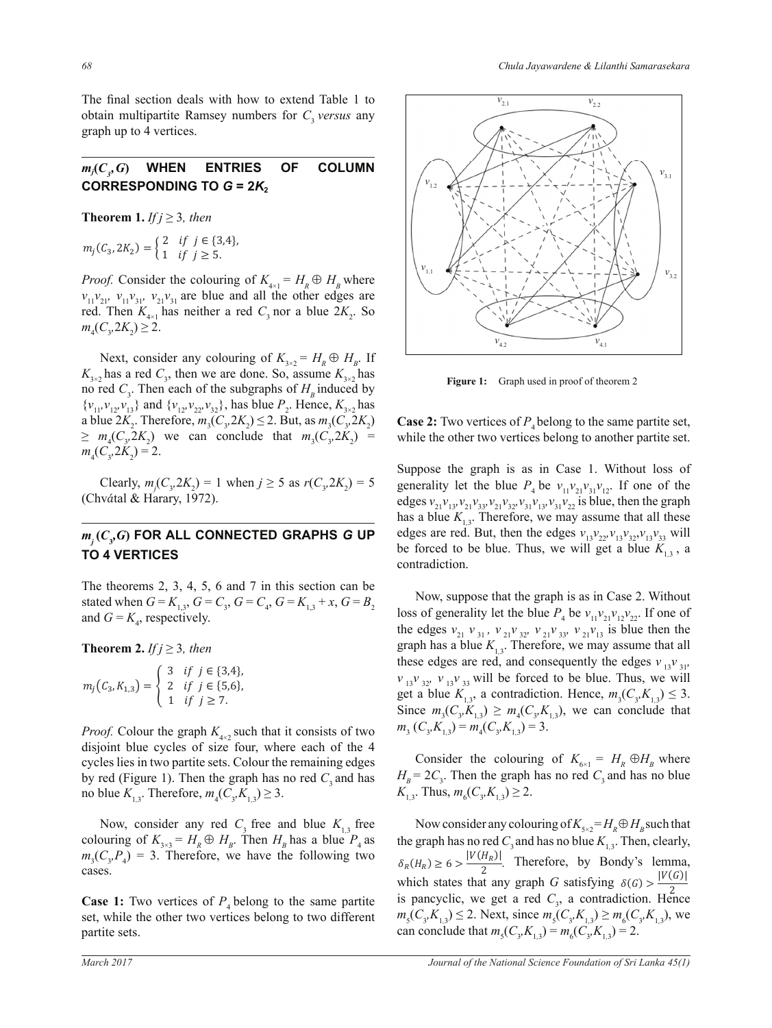The final section deals with how to extend Table 1 to obtain multipartite Ramsey numbers for $C_3$ *versus* any graph up to 4 vertices.

## $m_j(C_3, G)$ WHEN ENTRIES OF COLUMN CORRESPONDING TO $G = 2K_2$

**Theorem 1.** *If $j \geq 3$, then*

$$m_j(C_3, 2K_2) = \begin{cases} 2 & \text{if } j \in \{3,4\}, \\ 1 & \text{if } j \geq 5. \end{cases}$$

*Proof.* Consider the colouring of $K_{4\times 1} = H_R \oplus H_B$ where $v_{11}v_{21}$, $v_{11}v_{31}$, $v_{21}v_{31}$ are blue and all the other edges are red. Then $K_{4\times 1}$ has neither a red $C_3$ nor a blue $2K_2$. So $m_4(C_3, 2K_2) \geq 2$.

Next, consider any colouring of $K_{3\times 2} = H_R \oplus H_B$. If $K_{3\times 2}$ has a red $C_3$, then we are done. So, assume $K_{3\times 2}$ has no red $C_3$. Then each of the subgraphs of $H_B$ induced by $\{v_{11}, v_{12}, v_{13}\}$ and $\{v_{12}, v_{22}, v_{32}\}$, has blue $P_2$. Hence, $K_{3\times 2}$ has a blue $2K_2$. Therefore, $m_3(C_3, 2K_2) \leq 2$. But, as $m_3(C_3, 2K_2) \geq m_4(C_3, 2K_2)$ we can conclude that $m_3(C_3, 2K_2) = m_4(C_3, 2K_2) = 2$.

Clearly, $m_j(C_3, 2K_2) = 1$ when $j \geq 5$ as $r(C_3, 2K_2) = 5$ (Chvátal & Harary, 1972).

## $m_j(C_3, G)$ FOR ALL CONNECTED GRAPHS $G$ UP TO 4 VERTICES

The theorems 2, 3, 4, 5, 6 and 7 in this section can be stated when $G = K_{1,3}$, $G = C_3$, $G = C_4$, $G = K_{1,3} + x$, $G = B_2$ and $G = K_4$, respectively.

**Theorem 2.** *If $j \geq 3$, then*

$$m_j(C_3, K_{1,3}) = \begin{cases} 3 & \text{if } j \in \{3,4\}, \\ 2 & \text{if } j \in \{5,6\}, \\ 1 & \text{if } j \geq 7. \end{cases}$$

*Proof.* Colour the graph $K_{4\times 2}$ such that it consists of two disjoint blue cycles of size four, where each of the 4 cycles lies in two partite sets. Colour the remaining edges by red (Figure 1). Then the graph has no red $C_3$ and has no blue $K_{1,3}$. Therefore, $m_4(C_3, K_{1,3}) \geq 3$.

Now, consider any red $C_3$ free and blue $K_{1,3}$ free colouring of $K_{3\times 3} = H_R \oplus H_B$. Then $H_B$ has a blue $P_4$ as $m_3(C_3, P_4) = 3$. Therefore, we have the following two cases.

**Case 1:** Two vertices of $P_4$ belong to the same partite set, while the other two vertices belong to two different partite sets.

Figure 1: Graph used in proof of theorem 2

**Case 2:** Two vertices of $P_4$ belong to the same partite set, while the other two vertices belong to another partite set.

Suppose the graph is as in Case 1. Without loss of generality let the blue $P_4$ be $v_{11}v_{21}v_{31}v_{12}$. If one of the edges $v_{21}v_{13}, v_{21}v_{33}, v_{21}v_{32}, v_{31}v_{13}, v_{31}v_{22}$ is blue, then the graph has a blue $K_{1,3}$. Therefore, we may assume that all these edges are red. But, then the edges $v_{13}v_{22}, v_{13}v_{32}, v_{13}v_{33}$ will be forced to be blue. Thus, we will get a blue $K_{1,3}$, a contradiction.

Now, suppose that the graph is as in Case 2. Without loss of generality let the blue $P_4$ be $v_{11}v_{21}v_{12}v_{22}$. If one of the edges $v_{21}v_{31}$, $v_{21}v_{32}$, $v_{21}v_{33}$, $v_{21}v_{13}$ is blue then the graph has a blue $K_{1,3}$. Therefore, we may assume that all these edges are red, and consequently the edges $v_{13}v_{31}$, $v_{13}v_{32}$, $v_{13}v_{33}$ will be forced to be blue. Thus, we will get a blue $K_{1,3}$, a contradiction. Hence, $m_3(C_3, K_{1,3}) \leq 3$. Since $m_3(C_3, K_{1,3}) \geq m_4(C_3, K_{1,3})$, we can conclude that $m_3(C_3, K_{1,3}) = m_4(C_3, K_{1,3}) = 3$.

Consider the colouring of $K_{6\times 1} = H_R \oplus H_B$ where $H_B = 2C_3$. Then the graph has no red $C_3$ and has no blue $K_{1,3}$. Thus, $m_6(C_3, K_{1,3}) \geq 2$.

Now consider any colouring of $K_{5\times 2} = H_R \oplus H_B$ such that the graph has no red $C_3$ and has no blue $K_{1,3}$. Then, clearly, $\delta_R(H_R) \geq 6 > \frac{|V(H_R)|}{2}$. Therefore, by Bondy's lemma, which states that any graph $G$ satisfying $\delta(G) > \frac{|V(G)|}{2}$ is pancyclic, we get a red $C_3$, a contradiction. Hence $m_5(C_3, K_{1,3}) \leq 2$. Next, since $m_5(C_3, K_{1,3}) \geq m_6(C_3, K_{1,3})$, we can conclude that $m_5(C_3, K_{1,3}) = m_6(C_3, K_{1,3}) = 2$.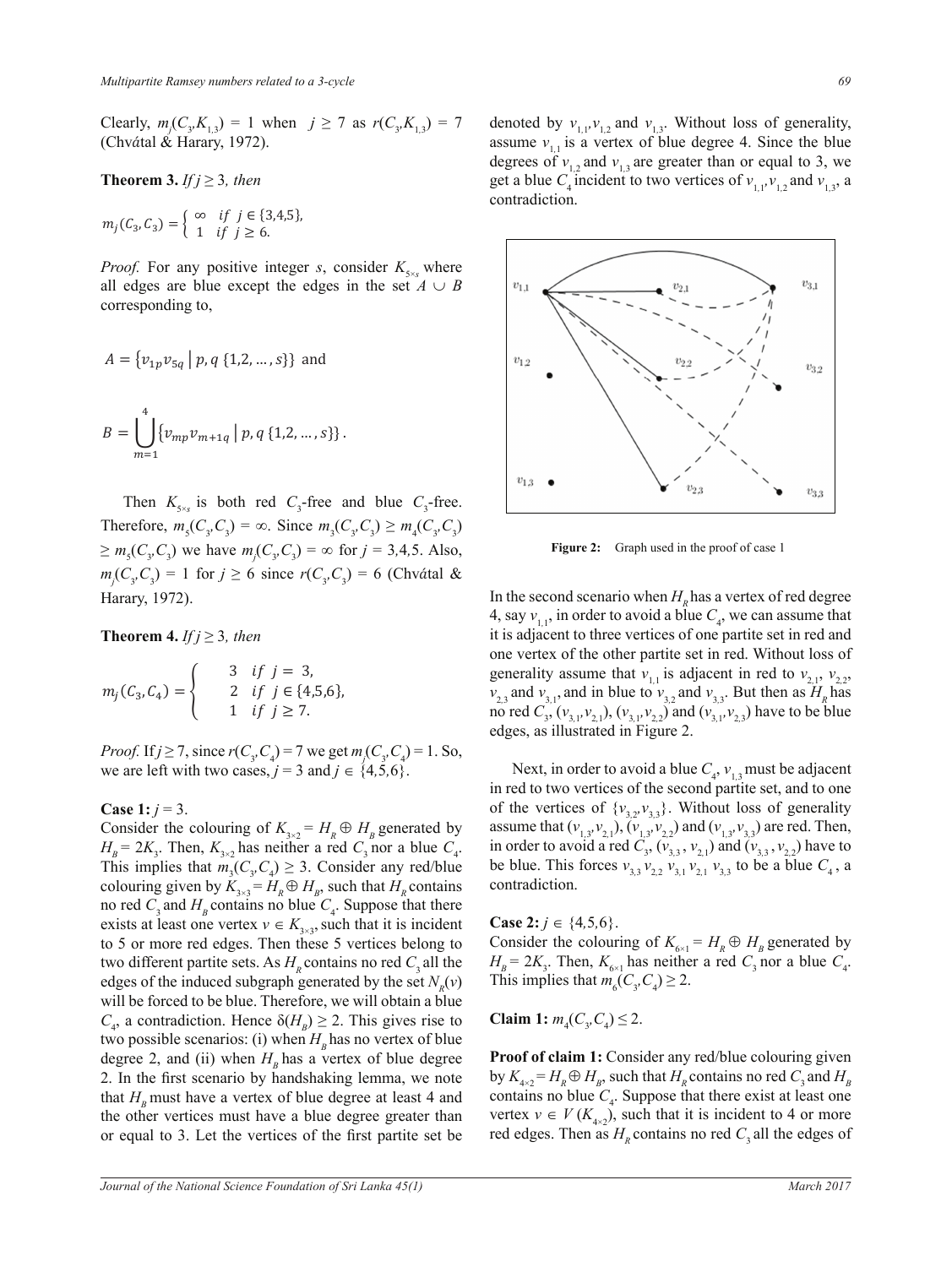Clearly, $m_j(C_3, K_{1,3}) = 1$ when $j \geq 7$ as $r(C_3, K_{1,3}) = 7$ (Chvátal & Harary, 1972).

**Theorem 3.** *If* $j \geq 3$, *then*

$$m_j(C_3, C_3) = \begin{cases} \infty & if \ j \in \{3,4,5\}, \\ 1 & if \ j \geq 6. \end{cases}$$

*Proof.* For any positive integer $s$, consider $K_{5\times s}$ where all edges are blue except the edges in the set $A \cup B$ corresponding to,

$$A = \{v_{1p}v_{5q} \mid p, q \ \{1,2,\ldots,s\}\} \text{ and}$$

$$B = \bigcup_{m=1}^{4} \{v_{mp}v_{m+1q} \mid p, q \ \{1,2,\ldots,s\}\}.$$

Then $K_{5\times s}$ is both red $C_3$-free and blue $C_3$-free. Therefore, $m_5(C_3, C_3) = \infty$. Since $m_3(C_3, C_3) \geq m_4(C_3, C_3) \geq m_5(C_3, C_3)$ we have $m_j(C_3, C_3) = \infty$ for $j = 3,4,5$. Also, $m_j(C_3, C_3) = 1$ for $j \geq 6$ since $r(C_3, C_3) = 6$ (Chvátal & Harary, 1972).

**Theorem 4.** *If* $j \geq 3$, *then*

$$m_j(C_3, C_4) = \begin{cases} 3 & if \ j = 3, \\ 2 & if \ j \in \{4,5,6\}, \\ 1 & if \ j \geq 7. \end{cases}$$

*Proof.* If $j \geq 7$, since $r(C_3, C_4) = 7$ we get $m_j(C_3, C_4) = 1$. So, we are left with two cases, $j = 3$ and $j \in \{4,5,6\}$.

**Case 1:** $j = 3$.

Consider the colouring of $K_{3\times 2} = H_R \oplus H_B$ generated by $H_B = 2K_3$. Then, $K_{3\times 2}$ has neither a red $C_3$ nor a blue $C_4$. This implies that $m_3(C_3, C_4) \geq 3$. Consider any red/blue colouring given by $K_{3\times 3} = H_R \oplus H_B$, such that $H_R$ contains no red $C_3$ and $H_B$ contains no blue $C_4$. Suppose that there exists at least one vertex $v \in K_{3\times 3}$, such that it is incident to 5 or more red edges. Then these 5 vertices belong to two different partite sets. As $H_R$ contains no red $C_3$ all the edges of the induced subgraph generated by the set $N_R(v)$ will be forced to be blue. Therefore, we will obtain a blue $C_4$, a contradiction. Hence $\delta(H_B) \geq 2$. This gives rise to two possible scenarios: (i) when $H_B$ has no vertex of blue degree 2, and (ii) when $H_B$ has a vertex of blue degree 2. In the first scenario by handshaking lemma, we note that $H_B$ must have a vertex of blue degree at least 4 and the other vertices must have a blue degree greater than or equal to 3. Let the vertices of the first partite set be denoted by $v_{1,1}, v_{1,2}$ and $v_{1,3}$. Without loss of generality, assume $v_{1,1}$ is a vertex of blue degree 4. Since the blue degrees of $v_{1,2}$ and $v_{1,3}$ are greater than or equal to 3, we get a blue $C_4$ incident to two vertices of $v_{1,1}, v_{1,2}$ and $v_{1,3}$, a contradiction.

Figure 2: Graph used in the proof of case 1

In the second scenario when $H_R$ has a vertex of red degree 4, say $v_{1,1}$, in order to avoid a blue $C_4$, we can assume that it is adjacent to three vertices of one partite set in red and one vertex of the other partite set in red. Without loss of generality assume that $v_{1,1}$ is adjacent in red to $v_{2,1}$, $v_{2,2}$, $v_{2,3}$ and $v_{3,1}$, and in blue to $v_{3,2}$ and $v_{3,3}$. But then as $H_R$ has no red $C_3$, $(v_{3,1}, v_{2,1})$, $(v_{3,1}, v_{2,2})$ and $(v_{3,1}, v_{2,3})$ have to be blue edges, as illustrated in Figure 2.

Next, in order to avoid a blue $C_4$, $v_{1,3}$ must be adjacent in red to two vertices of the second partite set, and to one of the vertices of $\{v_{3,2}, v_{3,3}\}$. Without loss of generality assume that $(v_{1,3}, v_{2,1})$, $(v_{1,3}, v_{2,2})$ and $(v_{1,3}, v_{3,3})$ are red. Then, in order to avoid a red $C_3$, $(v_{3,3}, v_{2,1})$ and $(v_{3,3}, v_{2,2})$ have to be blue. This forces $v_{3,3}\, v_{2,2}\, v_{3,1}\, v_{2,1}\, v_{3,3}$ to be a blue $C_4$, a contradiction.

**Case 2:** $j \in \{4,5,6\}$.

Consider the colouring of $K_{6\times 1} = H_R \oplus H_B$ generated by $H_B = 2K_3$. Then, $K_{6\times 1}$ has neither a red $C_3$ nor a blue $C_4$. This implies that $m_6(C_3, C_4) \geq 2$.

**Claim 1:** $m_4(C_3, C_4) \leq 2$.

**Proof of claim 1:** Consider any red/blue colouring given by $K_{4\times 2} = H_R \oplus H_B$, such that $H_R$ contains no red $C_3$ and $H_B$ contains no blue $C_4$. Suppose that there exist at least one vertex $v \in V(K_{4\times 2})$, such that it is incident to 4 or more red edges. Then as $H_R$ contains no red $C_3$ all the edges of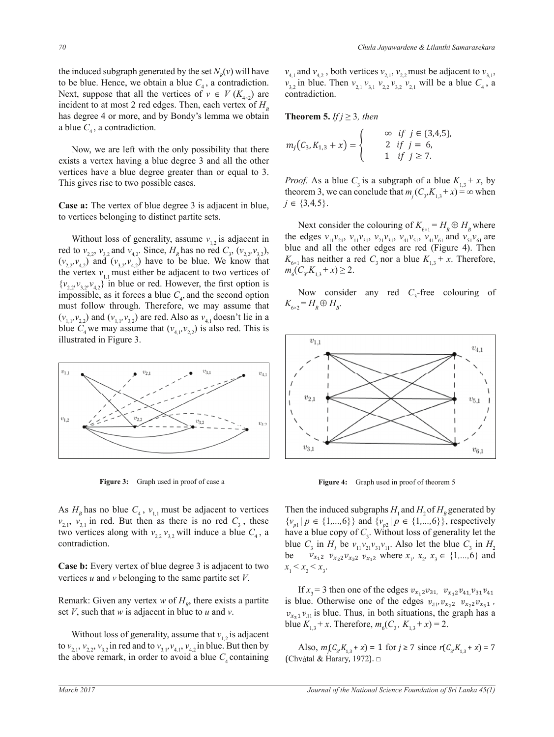the induced subgraph generated by the set $N_R(v)$ will have to be blue. Hence, we obtain a blue $C_4$, a contradiction. Next, suppose that all the vertices of $v \in V(K_{4\times 2})$ are incident to at most 2 red edges. Then, each vertex of $H_B$ has degree 4 or more, and by Bondy's lemma we obtain a blue $C_4$, a contradiction.

Now, we are left with the only possibility that there exists a vertex having a blue degree 3 and all the other vertices have a blue degree greater than or equal to 3. This gives rise to two possible cases.

**Case a:** The vertex of blue degree 3 is adjacent in blue, to vertices belonging to distinct partite sets.

Without loss of generality, assume $v_{1,2}$ is adjacent in red to $v_{2,2}$, $v_{3,2}$ and $v_{4,2}$. Since, $H_R$ has no red $C_3$, $(v_{2,2},v_{3,2})$, $(v_{2,2},v_{4,2})$ and $(v_{3,2},v_{4,2})$ have to be blue. We know that the vertex $v_{1,1}$ must either be adjacent to two vertices of $\{v_{2,2},v_{3,2},v_{4,2}\}$ in blue or red. However, the first option is impossible, as it forces a blue $C_4$, and the second option must follow through. Therefore, we may assume that $(v_{1,1},v_{2,2})$ and $(v_{1,1},v_{3,2})$ are red. Also as $v_{4,1}$ doesn't lie in a blue $C_4$ we may assume that $(v_{4,1},v_{2,2})$ is also red. This is illustrated in Figure 3.

**Figure 3:** Graph used in proof of case a

As $H_B$ has no blue $C_4$, $v_{1,1}$ must be adjacent to vertices $v_{2,1}$, $v_{3,1}$ in red. But then as there is no red $C_3$, these two vertices along with $v_{2,2}\, v_{3,2}$ will induce a blue $C_4$, a contradiction.

**Case b:** Every vertex of blue degree 3 is adjacent to two vertices $u$ and $v$ belonging to the same partite set $V$.

Remark: Given any vertex $w$ of $H_B$, there exists a partite set $V$, such that $w$ is adjacent in blue to $u$ and $v$.

Without loss of generality, assume that $v_{1,2}$ is adjacent to $v_{2,1}$, $v_{2,2}$, $v_{3,2}$ in red and to $v_{3,1}$, $v_{4,1}$, $v_{4,2}$ in blue. But then by the above remark, in order to avoid a blue $C_4$ containing $v_{4,1}$ and $v_{4,2}$, both vertices $v_{2,1}$, $v_{2,2}$ must be adjacent to $v_{3,1}$, $v_{3,2}$ in blue. Then $v_{2,1}\, v_{3,1}\, v_{2,2}\, v_{3,2}\, v_{2,1}$ will be a blue $C_4$, a contradiction.

**Theorem 5.** *If $j \geq 3$, then*

$$m_j(C_3, K_{1,3} + x) = \begin{cases} \infty & \text{if } j \in \{3,4,5\}, \\ 2 & \text{if } j = 6, \\ 1 & \text{if } j \geq 7. \end{cases}$$

*Proof.* As a blue $C_3$ is a subgraph of a blue $K_{1,3} + x$, by theorem 3, we can conclude that $m_j(C_3, K_{1,3} + x) = \infty$ when $j \in \{3,4,5\}$.

Next consider the colouring of $K_{6\times 1} = H_R \oplus H_B$ where the edges $v_{11}v_{21}$, $v_{11}v_{31}$, $v_{21}v_{31}$, $v_{41}v_{51}$, $v_{41}v_{61}$ and $v_{51}v_{61}$ are blue and all the other edges are red (Figure 4). Then $K_{6\times 1}$ has neither a red $C_3$ nor a blue $K_{1,3} + x$. Therefore, $m_6(C_3, K_{1,3} + x) \geq 2$.

Now consider any red $C_3$-free colouring of $K_{6\times 2} = H_R \oplus H_B$.

**Figure 4:** Graph used in proof of theorem 5

Then the induced subgraphs $H_1$ and $H_2$ of $H_B$ generated by $\{v_{p1} \mid p \in \{1,...,6\}\}$ and $\{v_{p2} \mid p \in \{1,...,6\}\}$, respectively have a blue copy of $C_3$. Without loss of generality let the blue $C_3$ in $H_1$ be $v_{11}v_{21}v_{31}v_{11}$. Also let the blue $C_3$ in $H_2$ be $v_{x_1 2}\, v_{x_2 2} v_{x_3 2}\, v_{x_1 2}$ where $x_1$, $x_2$, $x_3 \in \{1,...,6\}$ and $x_1 < x_2 < x_3$.

If $x_3 = 3$ then one of the edges $v_{x_1 2}v_{31},\; v_{x_1 2}v_{41}v_{31}v_{41}$ is blue. Otherwise one of the edges $v_{11}v_{x_2 2}\;\; v_{x_2 2}v_{x_3 1}$, $v_{x_3 1}v_{11}$ is blue. Thus, in both situations, the graph has a blue $K_{1,3} + x$. Therefore, $m_6(C_3, K_{1,3} + x) = 2$.

Also, $m_j(C_3, K_{1,3} + x) = 1$ for $j \geq 7$ since $r(C_3, K_{1,3} + x) = 7$ (Chvátal & Harary, 1972). □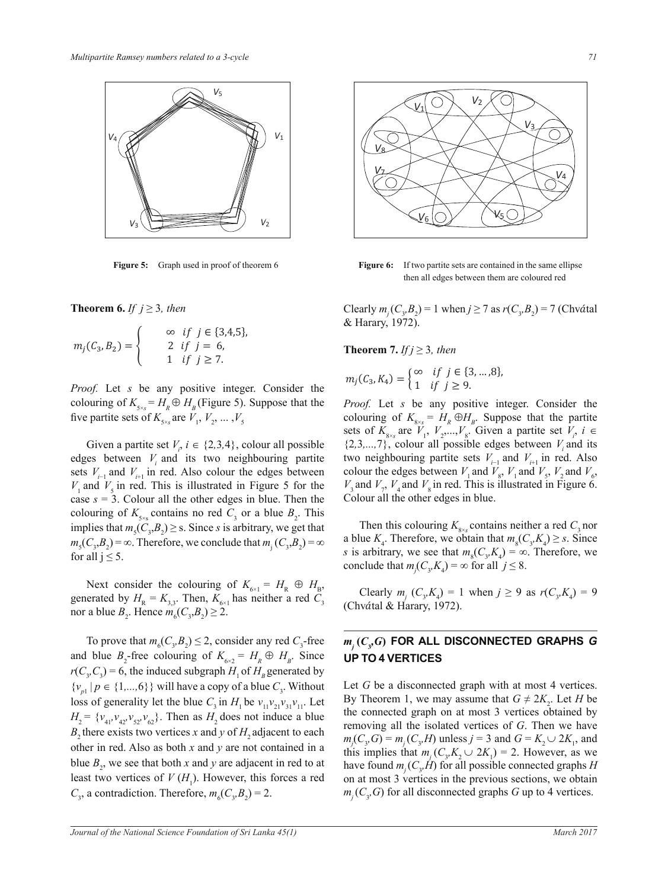Figure 5: Graph used in proof of theorem 6

Figure 6: If two partite sets are contained in the same ellipse then all edges between them are coloured red

**Theorem 6.** *If $j \geq 3$, then*

$$m_j(C_3, B_2) = \begin{cases} \infty & if\ j \in \{3,4,5\}, \\ 2 & if\ j = 6, \\ 1 & if\ j \geq 7. \end{cases}$$

*Proof.* Let $s$ be any positive integer. Consider the colouring of $K_{5\times s} = H_R \oplus H_B$ (Figure 5). Suppose that the five partite sets of $K_{5\times s}$ are $V_1, V_2, \dots, V_5$

Given a partite set $V_i$, $i \in \{2,3,4\}$, colour all possible edges between $V_i$ and its two neighbouring partite sets $V_{i-1}$ and $V_{i+1}$ in red. Also colour the edges between $V_1$ and $V_5$ in red. This is illustrated in Figure 5 for the case $s = 3$. Colour all the other edges in blue. Then the colouring of $K_{5\times s}$ contains no red $C_3$ or a blue $B_2$. This implies that $m_5(C_3,B_2) \geq s$. Since $s$ is arbitrary, we get that $m_5(C_3,B_2) = \infty$. Therefore, we conclude that $m_j(C_3,B_2) = \infty$ for all $j \leq 5$.

Next consider the colouring of $K_{6\times 1} = H_R \oplus H_B$, generated by $H_R = K_{3,3}$. Then, $K_{6\times 1}$ has neither a red $C_3$ nor a blue $B_2$. Hence $m_6(C_3,B_2) \geq 2$.

To prove that $m_6(C_3,B_2) \leq 2$, consider any red $C_3$-free and blue $B_2$-free colouring of $K_{6\times 2} = H_R \oplus H_B$. Since $r(C_3,C_3) = 6$, the induced subgraph $H_1$ of $H_B$ generated by $\{v_{p1} \mid p \in \{1,\dots,6\}\}$ will have a copy of a blue $C_3$. Without loss of generality let the blue $C_3$ in $H_1$ be $v_{11}v_{21}v_{31}v_{11}$. Let $H_2 = \{v_{41}, v_{42}, v_{52}, v_{62}\}$. Then as $H_2$ does not induce a blue $B_2$ there exists two vertices $x$ and $y$ of $H_2$ adjacent to each other in red. Also as both $x$ and $y$ are not contained in a blue $B_2$, we see that both $x$ and $y$ are adjacent in red to at least two vertices of $V(H_1)$. However, this forces a red $C_3$, a contradiction. Therefore, $m_6(C_3,B_2) = 2$.

Clearly $m_j(C_3,B_2) = 1$ when $j \geq 7$ as $r(C_3,B_2) = 7$ (Chvátal & Harary, 1972).

**Theorem 7.** *If $j \geq 3$, then*

$$m_j(C_3, K_4) = \begin{cases} \infty & if\ j \in \{3,\dots,8\}, \\ 1 & if\ j \geq 9. \end{cases}$$

*Proof.* Let $s$ be any positive integer. Consider the colouring of $K_{8\times s} = H_R \oplus H_B$. Suppose that the partite sets of $K_{8\times s}$ are $V_1, V_2, \dots, V_8$. Given a partite set $V_i$, $i \in \{2,3,\dots,7\}$, colour all possible edges between $V_i$ and its two neighbouring partite sets $V_{i-1}$ and $V_{i+1}$ in red. Also colour the edges between $V_1$ and $V_8$, $V_1$ and $V_5$, $V_2$ and $V_6$, $V_3$ and $V_7$, $V_4$ and $V_8$ in red. This is illustrated in Figure 6. Colour all the other edges in blue.

Then this colouring $K_{8\times s}$ contains neither a red $C_3$ nor a blue $K_4$. Therefore, we obtain that $m_8(C_3,K_4) \geq s$. Since $s$ is arbitrary, we see that $m_8(C_3,K_4) = \infty$. Therefore, we conclude that $m_j(C_3,K_4) = \infty$ for all $j \leq 8$.

Clearly $m_j(C_3,K_4) = 1$ when $j \geq 9$ as $r(C_3,K_4) = 9$ (Chvátal & Harary, 1972).

## $m_j(C_3, G)$ FOR ALL DISCONNECTED GRAPHS $G$ UP TO 4 VERTICES

Let $G$ be a disconnected graph with at most 4 vertices. By Theorem 1, we may assume that $G \neq 2K_2$. Let $H$ be the connected graph on at most 3 vertices obtained by removing all the isolated vertices of $G$. Then we have $m_j(C_3,G) = m_j(C_3,H)$ unless $j = 3$ and $G = K_2 \cup 2K_1$, and this implies that $m_j(C_3, K_2 \cup 2K_1) = 2$. However, as we have found $m_j(C_3,H)$ for all possible connected graphs $H$ on at most 3 vertices in the previous sections, we obtain $m_j(C_3,G)$ for all disconnected graphs $G$ up to 4 vertices.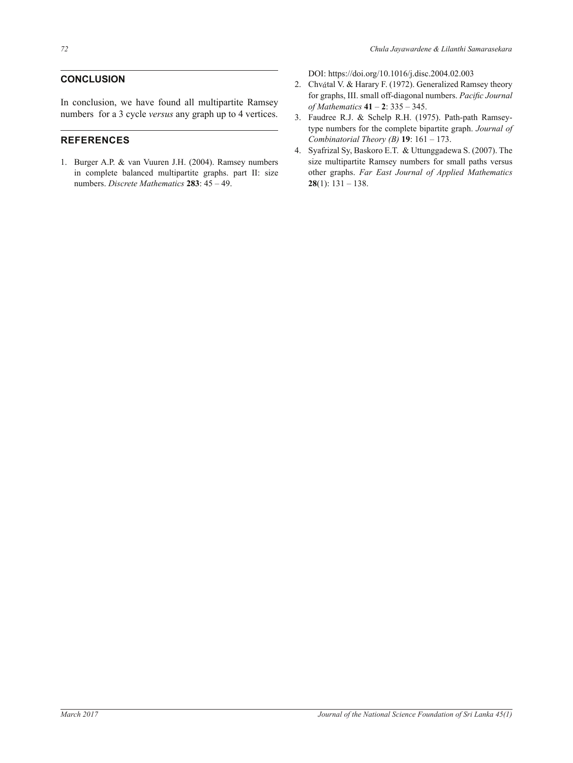## CONCLUSION

In conclusion, we have found all multipartite Ramsey numbers for a 3 cycle *versus* any graph up to 4 vertices.

## REFERENCES

1. Burger A.P. & van Vuuren J.H. (2004). Ramsey numbers in complete balanced multipartite graphs. part II: size numbers. *Discrete Mathematics* **283**: 45 – 49.
   DOI: https://doi.org/10.1016/j.disc.2004.02.003
2. Chvátal V. & Harary F. (1972). Generalized Ramsey theory for graphs, III. small off-diagonal numbers. *Pacific Journal of Mathematics* **41** – **2**: 335 – 345.
3. Faudree R.J. & Schelp R.H. (1975). Path-path Ramsey-type numbers for the complete bipartite graph. *Journal of Combinatorial Theory (B)* **19**: 161 – 173.
4. Syafrizal Sy, Baskoro E.T. & Uttunggadewa S. (2007). The size multipartite Ramsey numbers for small paths versus other graphs. *Far East Journal of Applied Mathematics* **28**(1): 131 – 138.